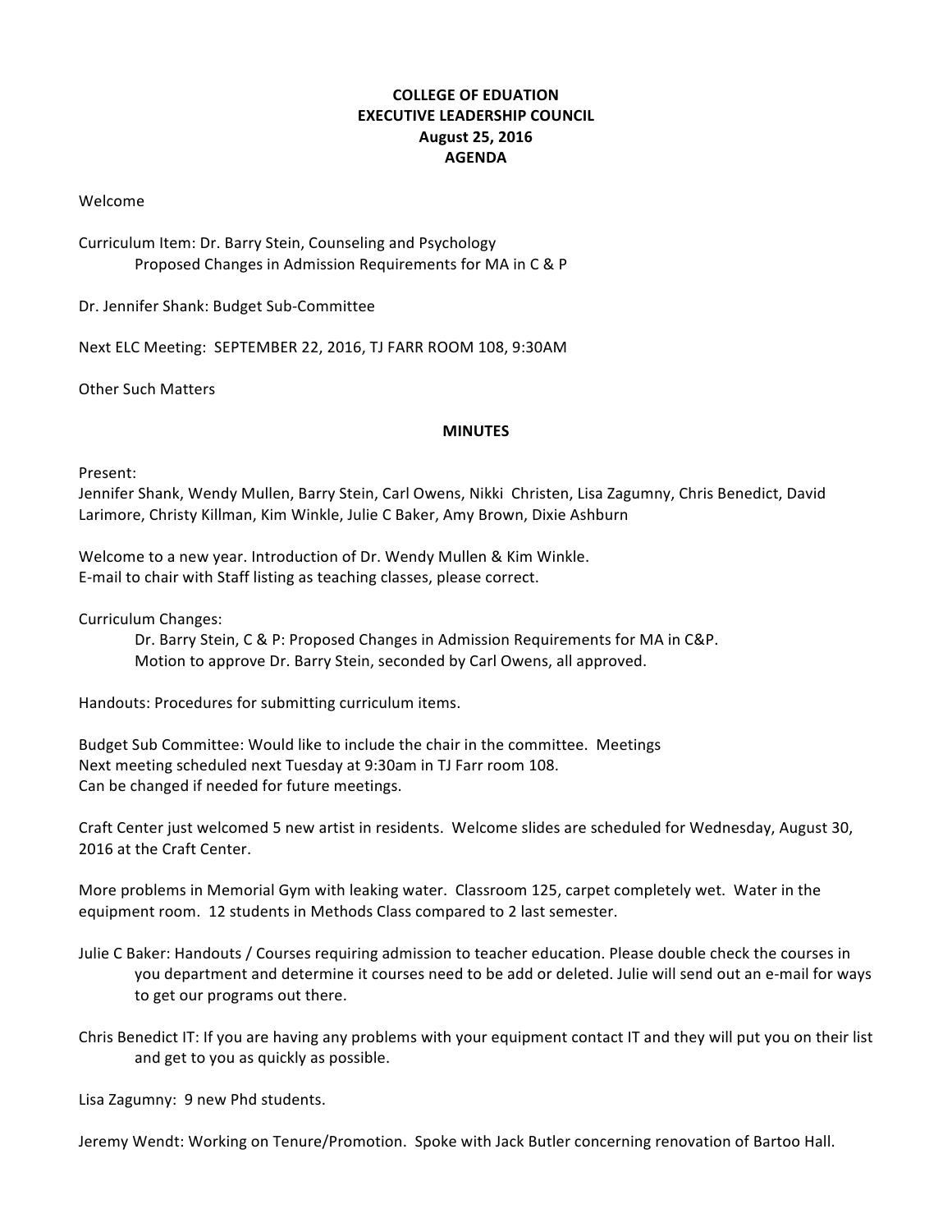**COLLEGE OF EDUATION**
**EXECUTIVE LEADERSHIP COUNCIL**
**August 25, 2016**
**AGENDA**

Welcome

Curriculum Item: Dr. Barry Stein, Counseling and Psychology
Proposed Changes in Admission Requirements for MA in C & P

Dr. Jennifer Shank: Budget Sub-Committee

Next ELC Meeting: SEPTEMBER 22, 2016, TJ FARR ROOM 108, 9:30AM

Other Such Matters

**MINUTES**

Present:
Jennifer Shank, Wendy Mullen, Barry Stein, Carl Owens, Nikki Christen, Lisa Zagumny, Chris Benedict, David Larimore, Christy Killman, Kim Winkle, Julie C Baker, Amy Brown, Dixie Ashburn

Welcome to a new year. Introduction of Dr. Wendy Mullen & Kim Winkle.
E-mail to chair with Staff listing as teaching classes, please correct.

Curriculum Changes:
Dr. Barry Stein, C & P: Proposed Changes in Admission Requirements for MA in C&P.
Motion to approve Dr. Barry Stein, seconded by Carl Owens, all approved.

Handouts: Procedures for submitting curriculum items.

Budget Sub Committee: Would like to include the chair in the committee. Meetings
Next meeting scheduled next Tuesday at 9:30am in TJ Farr room 108.
Can be changed if needed for future meetings.

Craft Center just welcomed 5 new artist in residents. Welcome slides are scheduled for Wednesday, August 30, 2016 at the Craft Center.

More problems in Memorial Gym with leaking water. Classroom 125, carpet completely wet. Water in the equipment room. 12 students in Methods Class compared to 2 last semester.

Julie C Baker: Handouts / Courses requiring admission to teacher education. Please double check the courses in you department and determine it courses need to be add or deleted. Julie will send out an e-mail for ways to get our programs out there.

Chris Benedict IT: If you are having any problems with your equipment contact IT and they will put you on their list and get to you as quickly as possible.

Lisa Zagumny: 9 new Phd students.

Jeremy Wendt: Working on Tenure/Promotion. Spoke with Jack Butler concerning renovation of Bartoo Hall.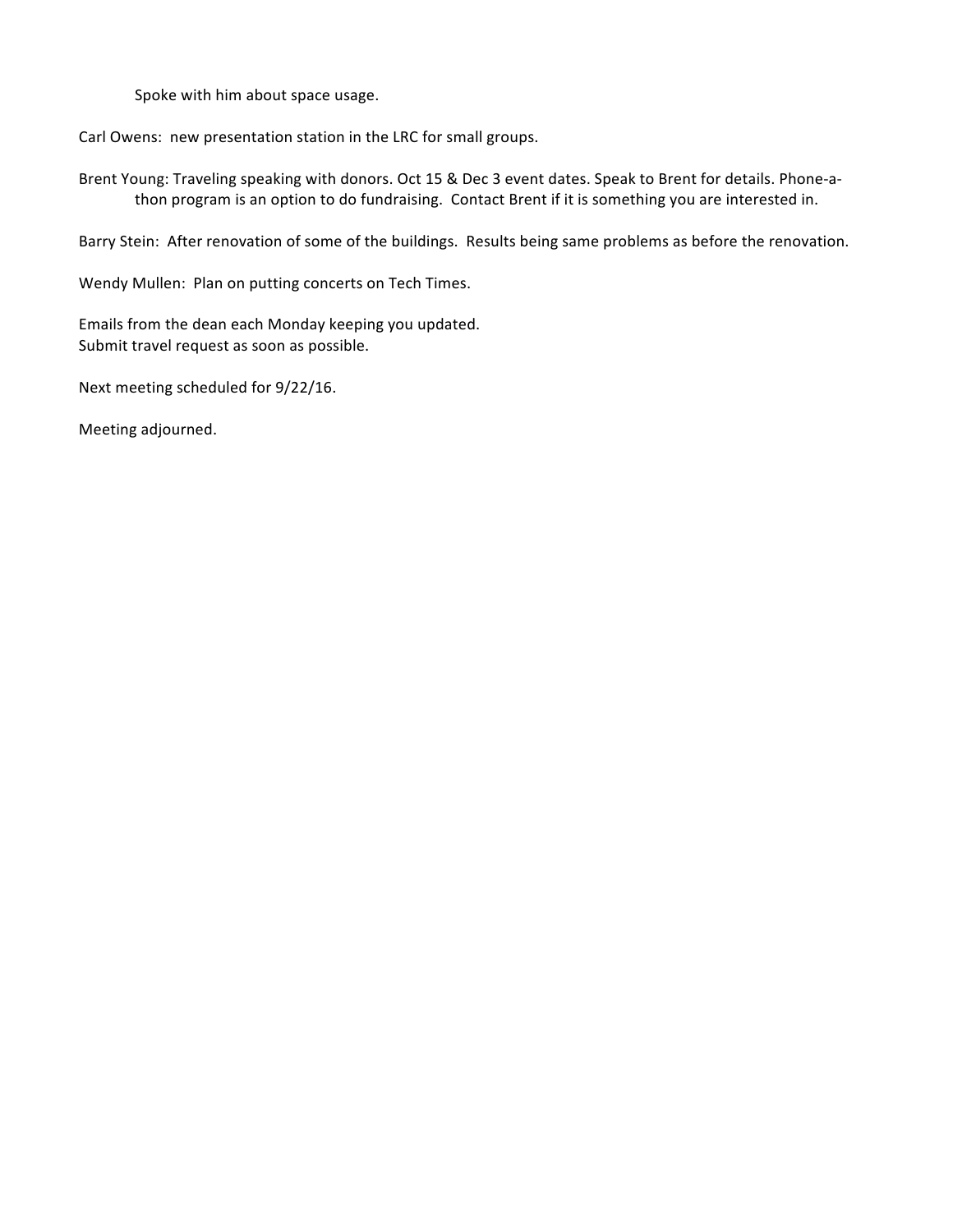Spoke with him about space usage.

Carl Owens: new presentation station in the LRC for small groups.

Brent Young: Traveling speaking with donors. Oct 15 & Dec 3 event dates. Speak to Brent for details. Phone-a-thon program is an option to do fundraising. Contact Brent if it is something you are interested in.

Barry Stein: After renovation of some of the buildings. Results being same problems as before the renovation.

Wendy Mullen: Plan on putting concerts on Tech Times.

Emails from the dean each Monday keeping you updated.
Submit travel request as soon as possible.

Next meeting scheduled for 9/22/16.

Meeting adjourned.